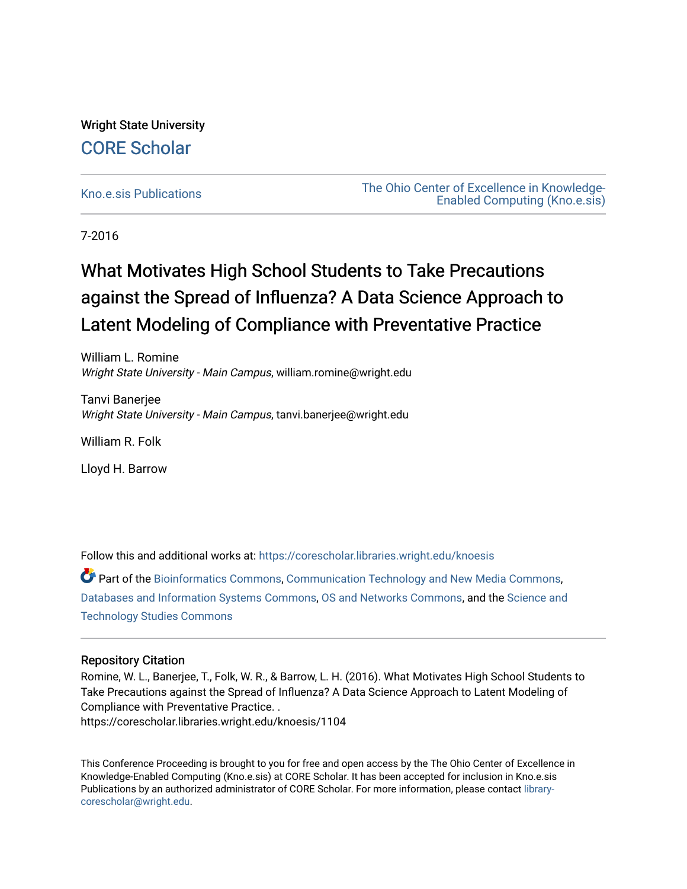Wright State University

CORE Scholar

Kno.e.sis Publications

The Ohio Center of Excellence in Knowledge-Enabled Computing (Kno.e.sis)

7-2016

# What Motivates High School Students to Take Precautions against the Spread of Influenza? A Data Science Approach to Latent Modeling of Compliance with Preventative Practice

William L. Romine
*Wright State University - Main Campus*, william.romine@wright.edu

Tanvi Banerjee
*Wright State University - Main Campus*, tanvi.banerjee@wright.edu

William R. Folk

Lloyd H. Barrow

Follow this and additional works at: https://corescholar.libraries.wright.edu/knoesis

Part of the Bioinformatics Commons, Communication Technology and New Media Commons, Databases and Information Systems Commons, OS and Networks Commons, and the Science and Technology Studies Commons

## Repository Citation

Romine, W. L., Banerjee, T., Folk, W. R., & Barrow, L. H. (2016). What Motivates High School Students to Take Precautions against the Spread of Influenza? A Data Science Approach to Latent Modeling of Compliance with Preventative Practice. .
https://corescholar.libraries.wright.edu/knoesis/1104

This Conference Proceeding is brought to you for free and open access by the The Ohio Center of Excellence in Knowledge-Enabled Computing (Kno.e.sis) at CORE Scholar. It has been accepted for inclusion in Kno.e.sis Publications by an authorized administrator of CORE Scholar. For more information, please contact library-corescholar@wright.edu.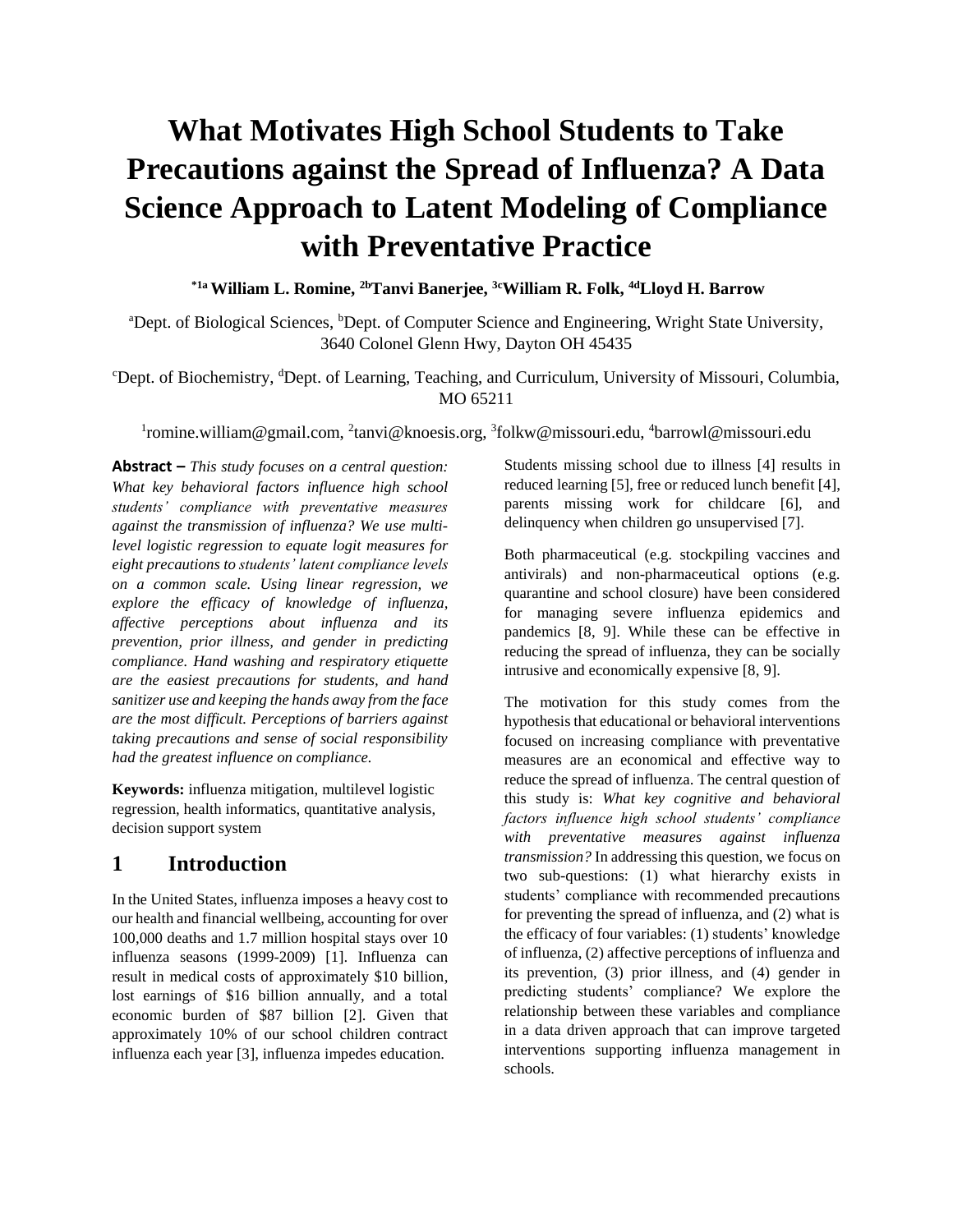# What Motivates High School Students to Take Precautions against the Spread of Influenza? A Data Science Approach to Latent Modeling of Compliance with Preventative Practice

**[*1a] William L. Romine, [2b]Tanvi Banerjee, [3c]William R. Folk, [4d]Lloyd H. Barrow**

[a]Dept. of Biological Sciences, [b]Dept. of Computer Science and Engineering, Wright State University, 3640 Colonel Glenn Hwy, Dayton OH 45435

[c]Dept. of Biochemistry, [d]Dept. of Learning, Teaching, and Curriculum, University of Missouri, Columbia, MO 65211

[1]romine.william@gmail.com, [2]tanvi@knoesis.org, [3]folkw@missouri.edu, [4]barrowl@missouri.edu

**Abstract –** *This study focuses on a central question: What key behavioral factors influence high school students' compliance with preventative measures against the transmission of influenza? We use multi-level logistic regression to equate logit measures for eight precautions to students' latent compliance levels on a common scale. Using linear regression, we explore the efficacy of knowledge of influenza, affective perceptions about influenza and its prevention, prior illness, and gender in predicting compliance. Hand washing and respiratory etiquette are the easiest precautions for students, and hand sanitizer use and keeping the hands away from the face are the most difficult. Perceptions of barriers against taking precautions and sense of social responsibility had the greatest influence on compliance.*

**Keywords:** influenza mitigation, multilevel logistic regression, health informatics, quantitative analysis, decision support system

## 1 Introduction

In the United States, influenza imposes a heavy cost to our health and financial wellbeing, accounting for over 100,000 deaths and 1.7 million hospital stays over 10 influenza seasons (1999-2009) [1]. Influenza can result in medical costs of approximately \$10 billion, lost earnings of \$16 billion annually, and a total economic burden of \$87 billion [2]. Given that approximately 10% of our school children contract influenza each year [3], influenza impedes education. Students missing school due to illness [4] results in reduced learning [5], free or reduced lunch benefit [4], parents missing work for childcare [6], and delinquency when children go unsupervised [7].

Both pharmaceutical (e.g. stockpiling vaccines and antivirals) and non-pharmaceutical options (e.g. quarantine and school closure) have been considered for managing severe influenza epidemics and pandemics [8, 9]. While these can be effective in reducing the spread of influenza, they can be socially intrusive and economically expensive [8, 9].

The motivation for this study comes from the hypothesis that educational or behavioral interventions focused on increasing compliance with preventative measures are an economical and effective way to reduce the spread of influenza. The central question of this study is: *What key cognitive and behavioral factors influence high school students' compliance with preventative measures against influenza transmission?* In addressing this question, we focus on two sub-questions: (1) what hierarchy exists in students' compliance with recommended precautions for preventing the spread of influenza, and (2) what is the efficacy of four variables: (1) students' knowledge of influenza, (2) affective perceptions of influenza and its prevention, (3) prior illness, and (4) gender in predicting students' compliance? We explore the relationship between these variables and compliance in a data driven approach that can improve targeted interventions supporting influenza management in schools.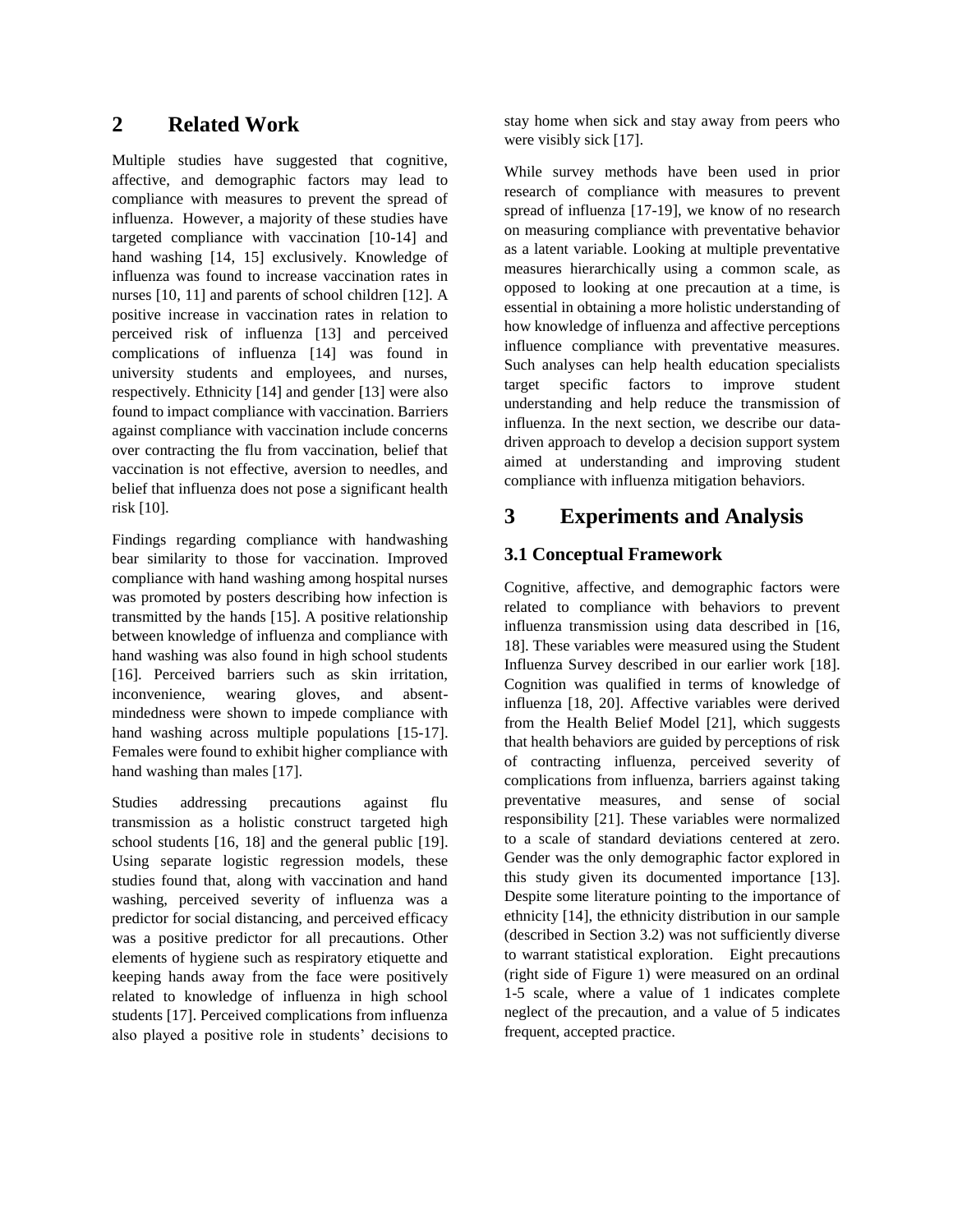## 2 Related Work

Multiple studies have suggested that cognitive, affective, and demographic factors may lead to compliance with measures to prevent the spread of influenza. However, a majority of these studies have targeted compliance with vaccination [10-14] and hand washing [14, 15] exclusively. Knowledge of influenza was found to increase vaccination rates in nurses [10, 11] and parents of school children [12]. A positive increase in vaccination rates in relation to perceived risk of influenza [13] and perceived complications of influenza [14] was found in university students and employees, and nurses, respectively. Ethnicity [14] and gender [13] were also found to impact compliance with vaccination. Barriers against compliance with vaccination include concerns over contracting the flu from vaccination, belief that vaccination is not effective, aversion to needles, and belief that influenza does not pose a significant health risk [10].

Findings regarding compliance with handwashing bear similarity to those for vaccination. Improved compliance with hand washing among hospital nurses was promoted by posters describing how infection is transmitted by the hands [15]. A positive relationship between knowledge of influenza and compliance with hand washing was also found in high school students [16]. Perceived barriers such as skin irritation, inconvenience, wearing gloves, and absent-mindedness were shown to impede compliance with hand washing across multiple populations [15-17]. Females were found to exhibit higher compliance with hand washing than males [17].

Studies addressing precautions against flu transmission as a holistic construct targeted high school students [16, 18] and the general public [19]. Using separate logistic regression models, these studies found that, along with vaccination and hand washing, perceived severity of influenza was a predictor for social distancing, and perceived efficacy was a positive predictor for all precautions. Other elements of hygiene such as respiratory etiquette and keeping hands away from the face were positively related to knowledge of influenza in high school students [17]. Perceived complications from influenza also played a positive role in students' decisions to stay home when sick and stay away from peers who were visibly sick [17].

While survey methods have been used in prior research of compliance with measures to prevent spread of influenza [17-19], we know of no research on measuring compliance with preventative behavior as a latent variable. Looking at multiple preventative measures hierarchically using a common scale, as opposed to looking at one precaution at a time, is essential in obtaining a more holistic understanding of how knowledge of influenza and affective perceptions influence compliance with preventative measures. Such analyses can help health education specialists target specific factors to improve student understanding and help reduce the transmission of influenza. In the next section, we describe our data-driven approach to develop a decision support system aimed at understanding and improving student compliance with influenza mitigation behaviors.

## 3 Experiments and Analysis

### 3.1 Conceptual Framework

Cognitive, affective, and demographic factors were related to compliance with behaviors to prevent influenza transmission using data described in [16, 18]. These variables were measured using the Student Influenza Survey described in our earlier work [18]. Cognition was qualified in terms of knowledge of influenza [18, 20]. Affective variables were derived from the Health Belief Model [21], which suggests that health behaviors are guided by perceptions of risk of contracting influenza, perceived severity of complications from influenza, barriers against taking preventative measures, and sense of social responsibility [21]. These variables were normalized to a scale of standard deviations centered at zero. Gender was the only demographic factor explored in this study given its documented importance [13]. Despite some literature pointing to the importance of ethnicity [14], the ethnicity distribution in our sample (described in Section 3.2) was not sufficiently diverse to warrant statistical exploration. Eight precautions (right side of Figure 1) were measured on an ordinal 1-5 scale, where a value of 1 indicates complete neglect of the precaution, and a value of 5 indicates frequent, accepted practice.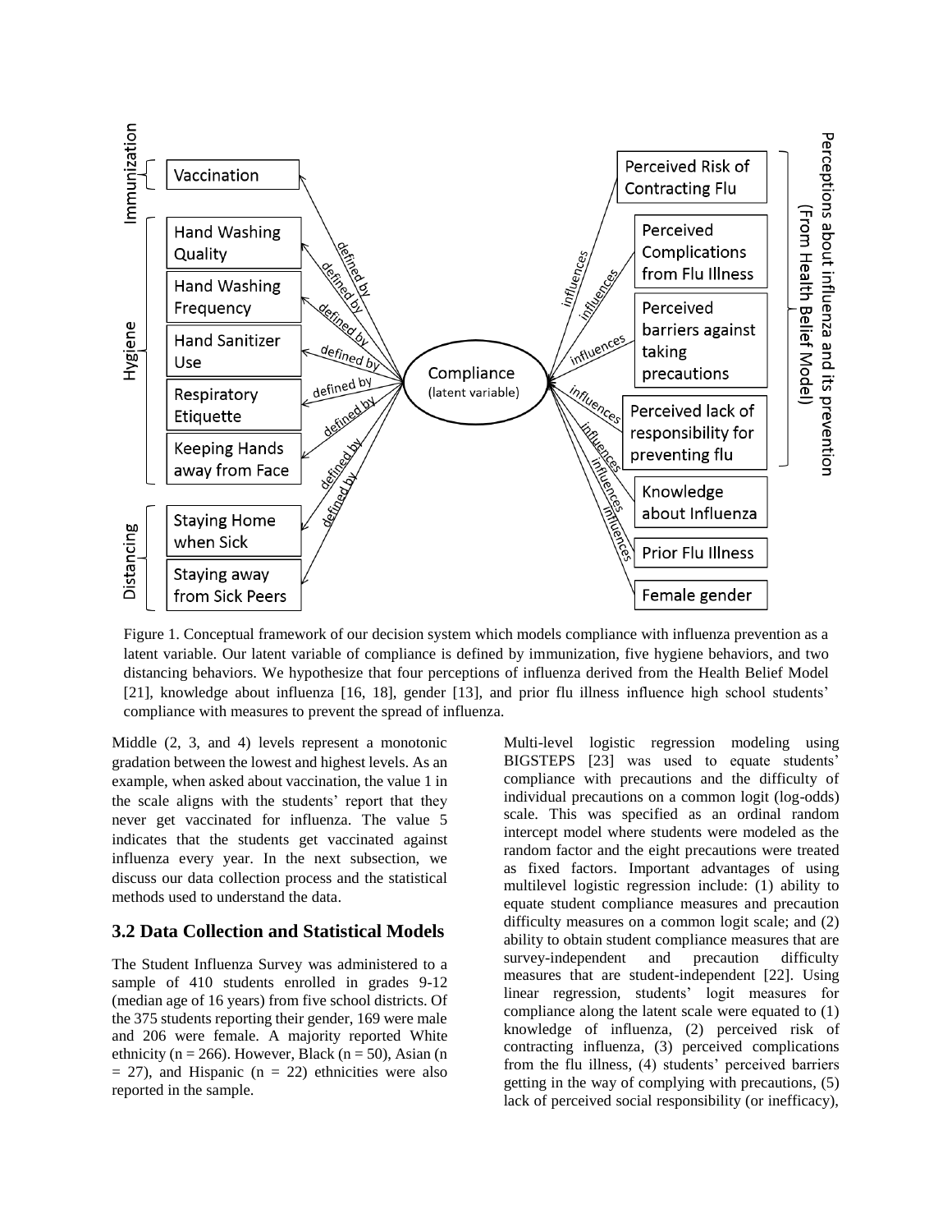Figure 1. Conceptual framework of our decision system which models compliance with influenza prevention as a latent variable. Our latent variable of compliance is defined by immunization, five hygiene behaviors, and two distancing behaviors. We hypothesize that four perceptions of influenza derived from the Health Belief Model [21], knowledge about influenza [16, 18], gender [13], and prior flu illness influence high school students' compliance with measures to prevent the spread of influenza.

Middle (2, 3, and 4) levels represent a monotonic gradation between the lowest and highest levels. As an example, when asked about vaccination, the value 1 in the scale aligns with the students' report that they never get vaccinated for influenza. The value 5 indicates that the students get vaccinated against influenza every year. In the next subsection, we discuss our data collection process and the statistical methods used to understand the data.

### 3.2 Data Collection and Statistical Models

The Student Influenza Survey was administered to a sample of 410 students enrolled in grades 9-12 (median age of 16 years) from five school districts. Of the 375 students reporting their gender, 169 were male and 206 were female. A majority reported White ethnicity (n = 266). However, Black (n = 50), Asian (n = 27), and Hispanic (n = 22) ethnicities were also reported in the sample.

Multi-level logistic regression modeling using BIGSTEPS [23] was used to equate students' compliance with precautions and the difficulty of individual precautions on a common logit (log-odds) scale. This was specified as an ordinal random intercept model where students were modeled as the random factor and the eight precautions were treated as fixed factors. Important advantages of using multilevel logistic regression include: (1) ability to equate student compliance measures and precaution difficulty measures on a common logit scale; and (2) ability to obtain student compliance measures that are survey-independent and precaution difficulty measures that are student-independent [22]. Using linear regression, students' logit measures for compliance along the latent scale were equated to (1) knowledge of influenza, (2) perceived risk of contracting influenza, (3) perceived complications from the flu illness, (4) students' perceived barriers getting in the way of complying with precautions, (5) lack of perceived social responsibility (or inefficacy),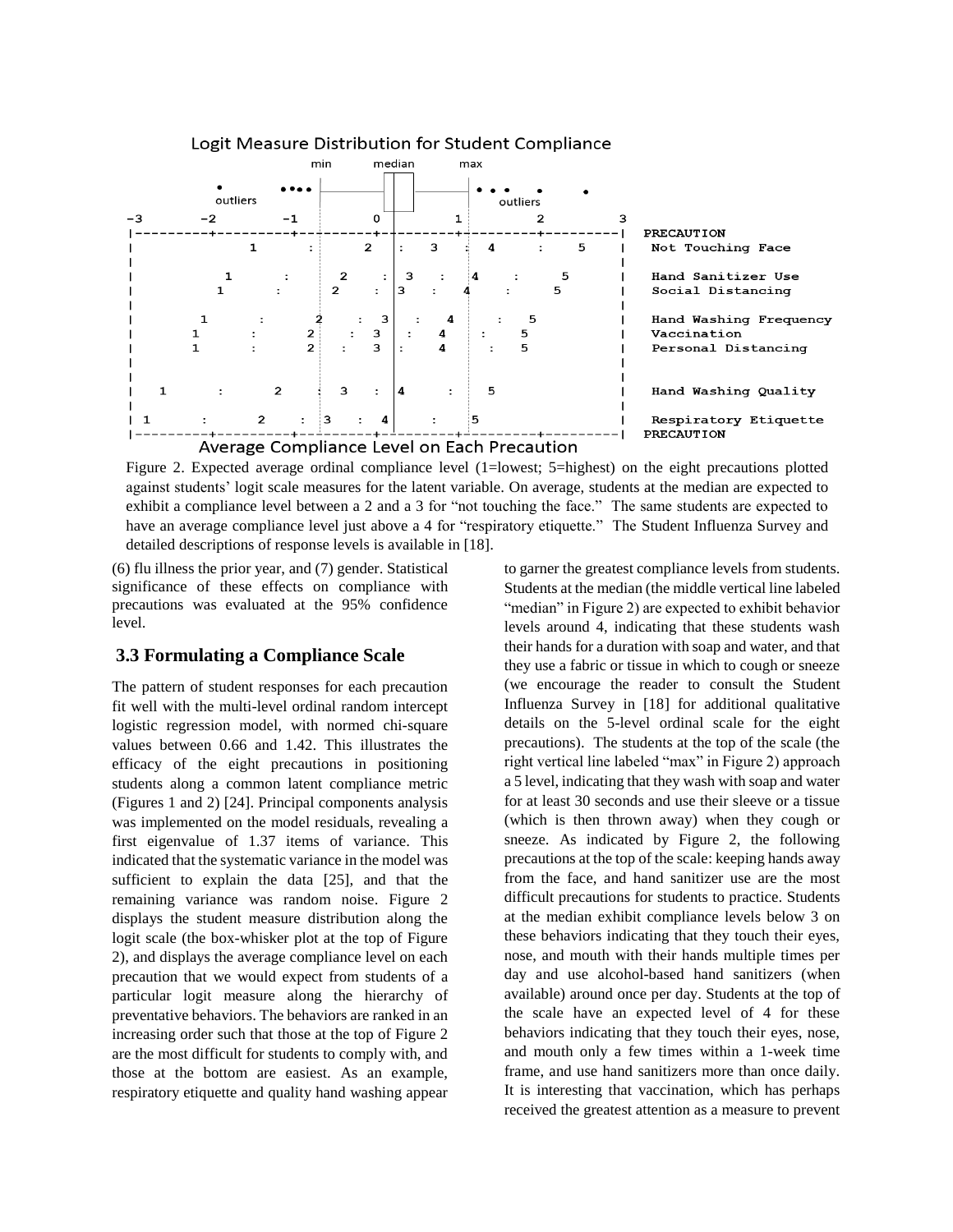Figure 2. Expected average ordinal compliance level (1=lowest; 5=highest) on the eight precautions plotted against students' logit scale measures for the latent variable. On average, students at the median are expected to exhibit a compliance level between a 2 and a 3 for "not touching the face." The same students are expected to have an average compliance level just above a 4 for "respiratory etiquette." The Student Influenza Survey and detailed descriptions of response levels is available in [18].

(6) flu illness the prior year, and (7) gender. Statistical significance of these effects on compliance with precautions was evaluated at the 95% confidence level.

### 3.3 Formulating a Compliance Scale

The pattern of student responses for each precaution fit well with the multi-level ordinal random intercept logistic regression model, with normed chi-square values between 0.66 and 1.42. This illustrates the efficacy of the eight precautions in positioning students along a common latent compliance metric (Figures 1 and 2) [24]. Principal components analysis was implemented on the model residuals, revealing a first eigenvalue of 1.37 items of variance. This indicated that the systematic variance in the model was sufficient to explain the data [25], and that the remaining variance was random noise. Figure 2 displays the student measure distribution along the logit scale (the box-whisker plot at the top of Figure 2), and displays the average compliance level on each precaution that we would expect from students of a particular logit measure along the hierarchy of preventative behaviors. The behaviors are ranked in an increasing order such that those at the top of Figure 2 are the most difficult for students to comply with, and those at the bottom are easiest. As an example, respiratory etiquette and quality hand washing appear to garner the greatest compliance levels from students. Students at the median (the middle vertical line labeled "median" in Figure 2) are expected to exhibit behavior levels around 4, indicating that these students wash their hands for a duration with soap and water, and that they use a fabric or tissue in which to cough or sneeze (we encourage the reader to consult the Student Influenza Survey in [18] for additional qualitative details on the 5-level ordinal scale for the eight precautions). The students at the top of the scale (the right vertical line labeled "max" in Figure 2) approach a 5 level, indicating that they wash with soap and water for at least 30 seconds and use their sleeve or a tissue (which is then thrown away) when they cough or sneeze. As indicated by Figure 2, the following precautions at the top of the scale: keeping hands away from the face, and hand sanitizer use are the most difficult precautions for students to practice. Students at the median exhibit compliance levels below 3 on these behaviors indicating that they touch their eyes, nose, and mouth with their hands multiple times per day and use alcohol-based hand sanitizers (when available) around once per day. Students at the top of the scale have an expected level of 4 for these behaviors indicating that they touch their eyes, nose, and mouth only a few times within a 1-week time frame, and use hand sanitizers more than once daily. It is interesting that vaccination, which has perhaps received the greatest attention as a measure to prevent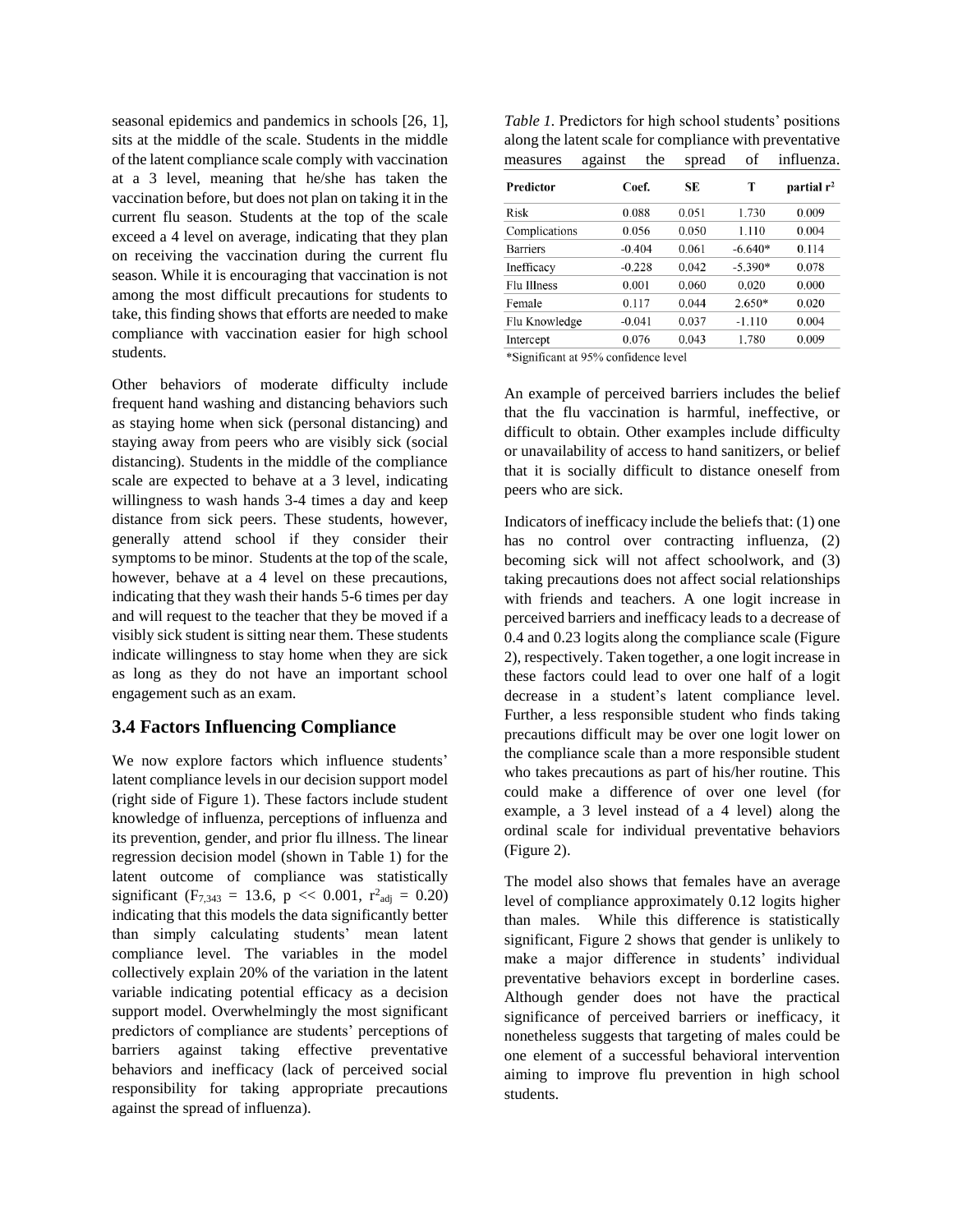seasonal epidemics and pandemics in schools [26, 1], sits at the middle of the scale. Students in the middle of the latent compliance scale comply with vaccination at a 3 level, meaning that he/she has taken the vaccination before, but does not plan on taking it in the current flu season. Students at the top of the scale exceed a 4 level on average, indicating that they plan on receiving the vaccination during the current flu season. While it is encouraging that vaccination is not among the most difficult precautions for students to take, this finding shows that efforts are needed to make compliance with vaccination easier for high school students.

Other behaviors of moderate difficulty include frequent hand washing and distancing behaviors such as staying home when sick (personal distancing) and staying away from peers who are visibly sick (social distancing). Students in the middle of the compliance scale are expected to behave at a 3 level, indicating willingness to wash hands 3-4 times a day and keep distance from sick peers. These students, however, generally attend school if they consider their symptoms to be minor. Students at the top of the scale, however, behave at a 4 level on these precautions, indicating that they wash their hands 5-6 times per day and will request to the teacher that they be moved if a visibly sick student is sitting near them. These students indicate willingness to stay home when they are sick as long as they do not have an important school engagement such as an exam.

## 3.4 Factors Influencing Compliance

We now explore factors which influence students' latent compliance levels in our decision support model (right side of Figure 1). These factors include student knowledge of influenza, perceptions of influenza and its prevention, gender, and prior flu illness. The linear regression decision model (shown in Table 1) for the latent outcome of compliance was statistically significant ($F_{7,343} = 13.6$, $p << 0.001$, $r^2_{adj} = 0.20$) indicating that this models the data significantly better than simply calculating students' mean latent compliance level. The variables in the model collectively explain 20% of the variation in the latent variable indicating potential efficacy as a decision support model. Overwhelmingly the most significant predictors of compliance are students' perceptions of barriers against taking effective preventative behaviors and inefficacy (lack of perceived social responsibility for taking appropriate precautions against the spread of influenza).

*Table 1.* Predictors for high school students' positions along the latent scale for compliance with preventative measures against the spread of influenza.

| Predictor | Coef. | SE | T | partial $r^2$ |
|---|---|---|---|---|
| Risk | 0.088 | 0.051 | 1.730 | 0.009 |
| Complications | 0.056 | 0.050 | 1.110 | 0.004 |
| Barriers | -0.404 | 0.061 | -6.640* | 0.114 |
| Inefficacy | -0.228 | 0.042 | -5.390* | 0.078 |
| Flu Illness | 0.001 | 0.060 | 0.020 | 0.000 |
| Female | 0.117 | 0.044 | 2.650* | 0.020 |
| Flu Knowledge | -0.041 | 0.037 | -1.110 | 0.004 |
| Intercept | 0.076 | 0.043 | 1.780 | 0.009 |

*Significant at 95% confidence level

An example of perceived barriers includes the belief that the flu vaccination is harmful, ineffective, or difficult to obtain. Other examples include difficulty or unavailability of access to hand sanitizers, or belief that it is socially difficult to distance oneself from peers who are sick.

Indicators of inefficacy include the beliefs that: (1) one has no control over contracting influenza, (2) becoming sick will not affect schoolwork, and (3) taking precautions does not affect social relationships with friends and teachers. A one logit increase in perceived barriers and inefficacy leads to a decrease of 0.4 and 0.23 logits along the compliance scale (Figure 2), respectively. Taken together, a one logit increase in these factors could lead to over one half of a logit decrease in a student's latent compliance level. Further, a less responsible student who finds taking precautions difficult may be over one logit lower on the compliance scale than a more responsible student who takes precautions as part of his/her routine. This could make a difference of over one level (for example, a 3 level instead of a 4 level) along the ordinal scale for individual preventative behaviors (Figure 2).

The model also shows that females have an average level of compliance approximately 0.12 logits higher than males. While this difference is statistically significant, Figure 2 shows that gender is unlikely to make a major difference in students' individual preventative behaviors except in borderline cases. Although gender does not have the practical significance of perceived barriers or inefficacy, it nonetheless suggests that targeting of males could be one element of a successful behavioral intervention aiming to improve flu prevention in high school students.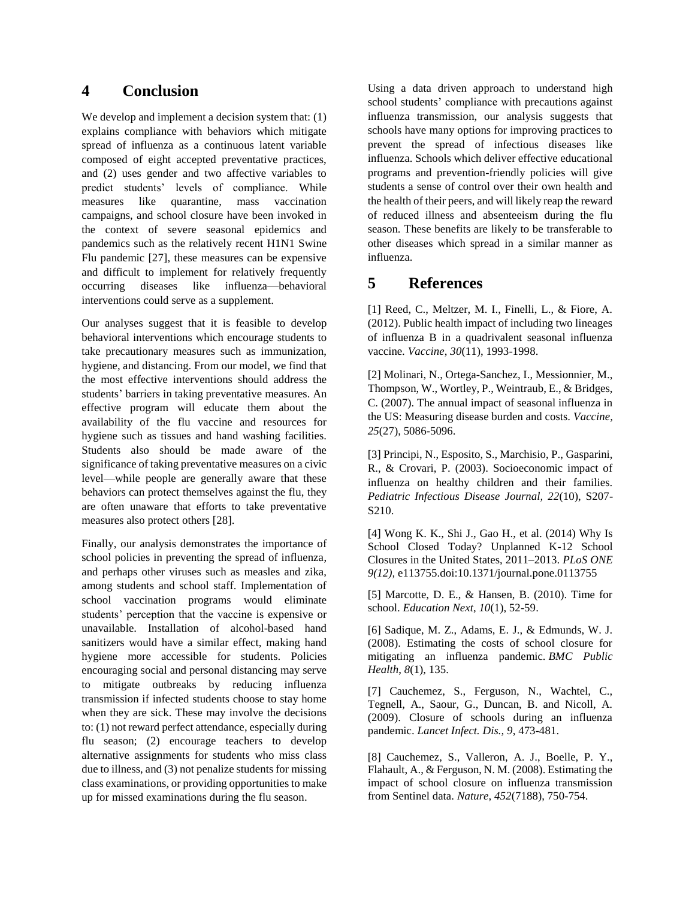# 4 Conclusion

We develop and implement a decision system that: (1) explains compliance with behaviors which mitigate spread of influenza as a continuous latent variable composed of eight accepted preventative practices, and (2) uses gender and two affective variables to predict students' levels of compliance. While measures like quarantine, mass vaccination campaigns, and school closure have been invoked in the context of severe seasonal epidemics and pandemics such as the relatively recent H1N1 Swine Flu pandemic [27], these measures can be expensive and difficult to implement for relatively frequently occurring diseases like influenza—behavioral interventions could serve as a supplement.

Our analyses suggest that it is feasible to develop behavioral interventions which encourage students to take precautionary measures such as immunization, hygiene, and distancing. From our model, we find that the most effective interventions should address the students' barriers in taking preventative measures. An effective program will educate them about the availability of the flu vaccine and resources for hygiene such as tissues and hand washing facilities. Students also should be made aware of the significance of taking preventative measures on a civic level—while people are generally aware that these behaviors can protect themselves against the flu, they are often unaware that efforts to take preventative measures also protect others [28].

Finally, our analysis demonstrates the importance of school policies in preventing the spread of influenza, and perhaps other viruses such as measles and zika, among students and school staff. Implementation of school vaccination programs would eliminate students' perception that the vaccine is expensive or unavailable. Installation of alcohol-based hand sanitizers would have a similar effect, making hand hygiene more accessible for students. Policies encouraging social and personal distancing may serve to mitigate outbreaks by reducing influenza transmission if infected students choose to stay home when they are sick. These may involve the decisions to: (1) not reward perfect attendance, especially during flu season; (2) encourage teachers to develop alternative assignments for students who miss class due to illness, and (3) not penalize students for missing class examinations, or providing opportunities to make up for missed examinations during the flu season.

Using a data driven approach to understand high school students' compliance with precautions against influenza transmission, our analysis suggests that schools have many options for improving practices to prevent the spread of infectious diseases like influenza. Schools which deliver effective educational programs and prevention-friendly policies will give students a sense of control over their own health and the health of their peers, and will likely reap the reward of reduced illness and absenteeism during the flu season. These benefits are likely to be transferable to other diseases which spread in a similar manner as influenza.

# 5 References

[1] Reed, C., Meltzer, M. I., Finelli, L., & Fiore, A. (2012). Public health impact of including two lineages of influenza B in a quadrivalent seasonal influenza vaccine. *Vaccine*, *30*(11), 1993-1998.

[2] Molinari, N., Ortega-Sanchez, I., Messionnier, M., Thompson, W., Wortley, P., Weintraub, E., & Bridges, C. (2007). The annual impact of seasonal influenza in the US: Measuring disease burden and costs. *Vaccine, 25*(27), 5086-5096.

[3] Principi, N., Esposito, S., Marchisio, P., Gasparini, R., & Crovari, P. (2003). Socioeconomic impact of influenza on healthy children and their families. *Pediatric Infectious Disease Journal, 22*(10), S207-S210.

[4] Wong K. K., Shi J., Gao H., et al. (2014) Why Is School Closed Today? Unplanned K-12 School Closures in the United States, 2011–2013. *PLoS ONE 9(12)*, e113755.doi:10.1371/journal.pone.0113755

[5] Marcotte, D. E., & Hansen, B. (2010). Time for school. *Education Next*, *10*(1), 52-59.

[6] Sadique, M. Z., Adams, E. J., & Edmunds, W. J. (2008). Estimating the costs of school closure for mitigating an influenza pandemic. *BMC Public Health*, *8*(1), 135.

[7] Cauchemez, S., Ferguson, N., Wachtel, C., Tegnell, A., Saour, G., Duncan, B. and Nicoll, A. (2009). Closure of schools during an influenza pandemic. *Lancet Infect. Dis., 9*, 473-481.

[8] Cauchemez, S., Valleron, A. J., Boelle, P. Y., Flahault, A., & Ferguson, N. M. (2008). Estimating the impact of school closure on influenza transmission from Sentinel data. *Nature*, *452*(7188), 750-754.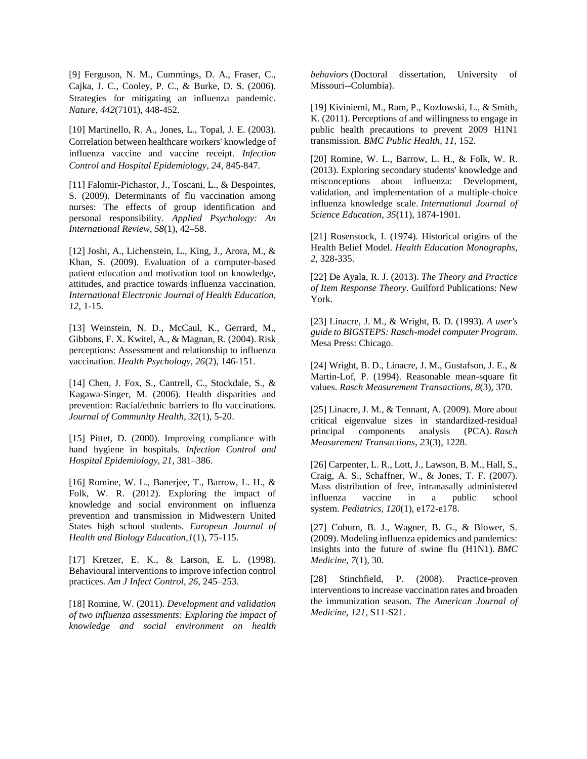[9] Ferguson, N. M., Cummings, D. A., Fraser, C., Cajka, J. C., Cooley, P. C., & Burke, D. S. (2006). Strategies for mitigating an influenza pandemic. *Nature*, *442*(7101), 448-452.

[10] Martinello, R. A., Jones, L., Topal, J. E. (2003). Correlation between healthcare workers' knowledge of influenza vaccine and vaccine receipt. *Infection Control and Hospital Epidemiology, 24,* 845-847.

[11] Falomir-Pichastor, J., Toscani, L., & Despointes, S. (2009). Determinants of flu vaccination among nurses: The effects of group identification and personal responsibility. *Applied Psychology: An International Review, 58*(1), 42–58.

[12] Joshi, A., Lichenstein, L., King, J., Arora, M., & Khan, S. (2009). Evaluation of a computer-based patient education and motivation tool on knowledge, attitudes, and practice towards influenza vaccination. *International Electronic Journal of Health Education, 12*, 1-15.

[13] Weinstein, N. D., McCaul, K., Gerrard, M., Gibbons, F. X. Kwitel, A., & Magnan, R. (2004). Risk perceptions: Assessment and relationship to influenza vaccination. *Health Psychology, 26*(2), 146-151.

[14] Chen, J. Fox, S., Cantrell, C., Stockdale, S., & Kagawa-Singer, M. (2006). Health disparities and prevention: Racial/ethnic barriers to flu vaccinations. *Journal of Community Health, 32*(1), 5-20.

[15] Pittet, D. (2000). Improving compliance with hand hygiene in hospitals. *Infection Control and Hospital Epidemiology, 21*, 381–386.

[16] Romine, W. L., Banerjee, T., Barrow, L. H., & Folk, W. R. (2012). Exploring the impact of knowledge and social environment on influenza prevention and transmission in Midwestern United States high school students. *European Journal of Health and Biology Education,1*(1), 75-115.

[17] Kretzer, E. K., & Larson, E. L. (1998). Behavioural interventions to improve infection control practices. *Am J Infect Control, 26,* 245–253.

[18] Romine, W. (2011). *Development and validation of two influenza assessments: Exploring the impact of knowledge and social environment on health behaviors* (Doctoral dissertation, University of Missouri--Columbia).

[19] Kiviniemi, M., Ram, P., Kozlowski, L., & Smith, K. (2011). Perceptions of and willingness to engage in public health precautions to prevent 2009 H1N1 transmission. *BMC Public Health, 11,* 152.

[20] Romine, W. L., Barrow, L. H., & Folk, W. R. (2013). Exploring secondary students' knowledge and misconceptions about influenza: Development, validation, and implementation of a multiple-choice influenza knowledge scale. *International Journal of Science Education*, *35*(11), 1874-1901.

[21] Rosenstock, I. (1974). Historical origins of the Health Belief Model. *Health Education Monographs, 2,* 328-335.

[22] De Ayala, R. J. (2013). *The Theory and Practice of Item Response Theory*. Guilford Publications: New York.

[23] Linacre, J. M., & Wright, B. D. (1993). *A user's guide to BIGSTEPS: Rasch-model computer Program*. Mesa Press: Chicago.

[24] Wright, B. D., Linacre, J. M., Gustafson, J. E., & Martin-Lof, P. (1994). Reasonable mean-square fit values. *Rasch Measurement Transactions*, *8*(3), 370.

[25] Linacre, J. M., & Tennant, A. (2009). More about critical eigenvalue sizes in standardized-residual principal components analysis (PCA). *Rasch Measurement Transactions*, *23*(3), 1228.

[26] Carpenter, L. R., Lott, J., Lawson, B. M., Hall, S., Craig, A. S., Schaffner, W., & Jones, T. F. (2007). Mass distribution of free, intranasally administered influenza vaccine in a public school system. *Pediatrics*, *120*(1), e172-e178.

[27] Coburn, B. J., Wagner, B. G., & Blower, S. (2009). Modeling influenza epidemics and pandemics: insights into the future of swine flu (H1N1). *BMC Medicine*, *7*(1), 30.

[28] Stinchfield, P. (2008). Practice-proven interventions to increase vaccination rates and broaden the immunization season. *The American Journal of Medicine, 121*, S11-S21.